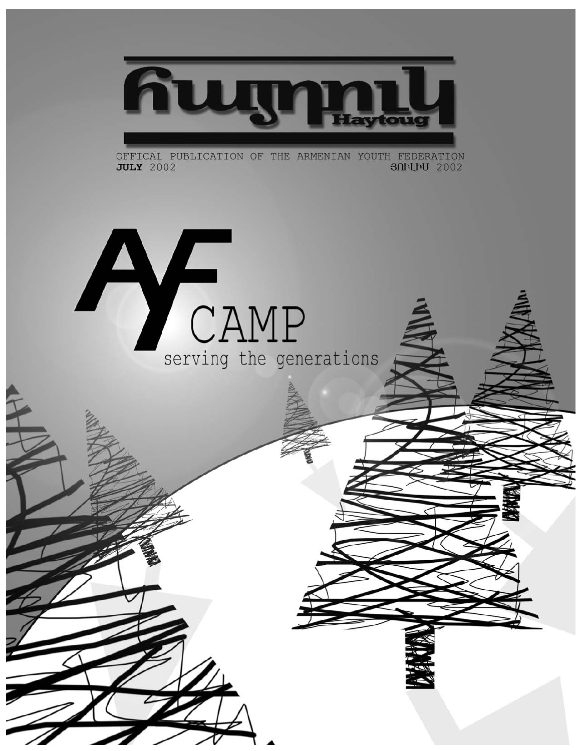# հայդուկ

Haytoug

OFFICAL PUBLICATION OF THE ARMENIAN YOUTH FEDERATION

**JULY** 2002

ՅՈՒԼԻՍ 2002

# AYF CAMP

serving the generations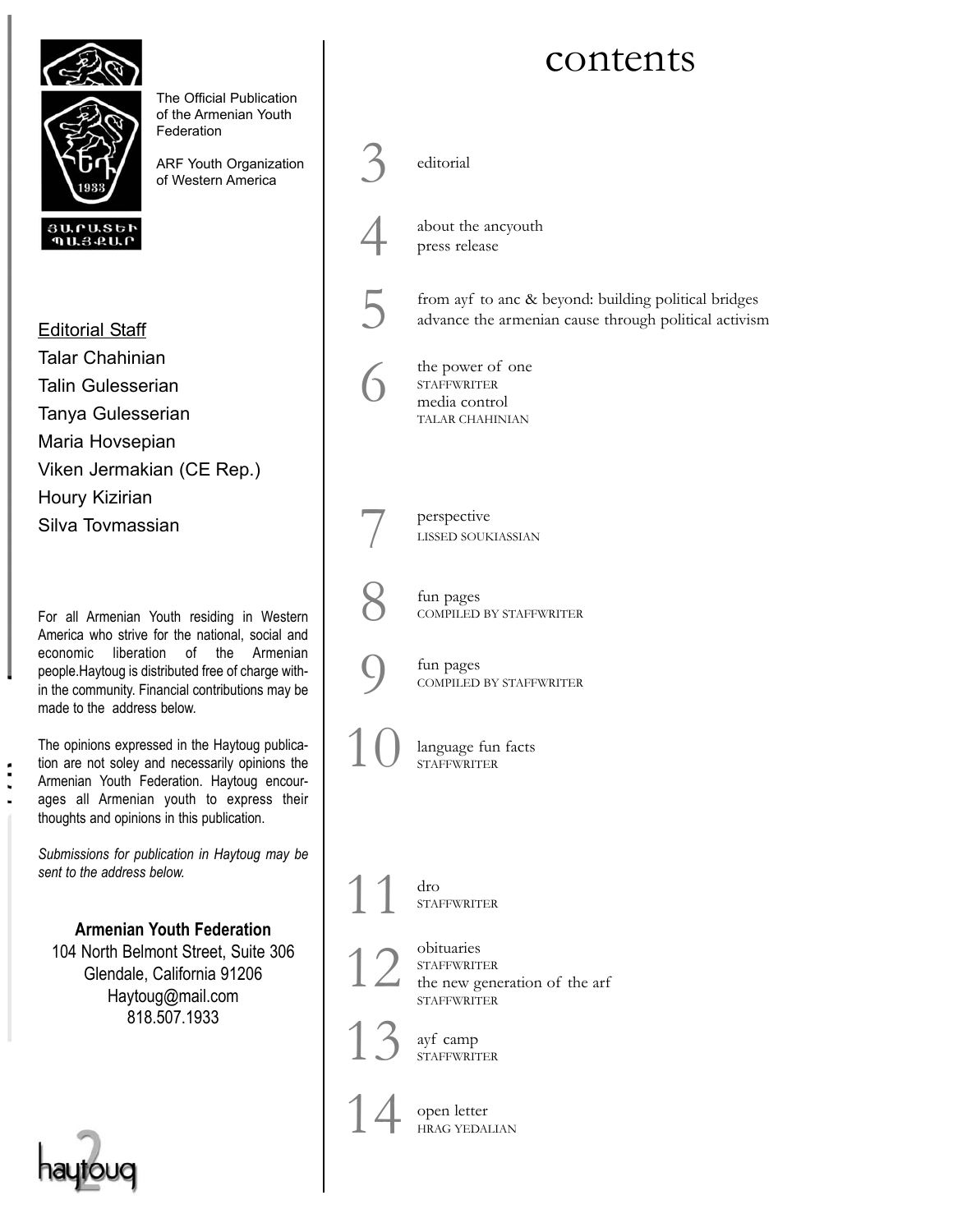The Official Publication of the Armenian Youth Federation

ARF Youth Organization of Western America

ՅԱՐԱՏԵՒ ՊԱՅՔԱՐ

**Editorial Staff**

Talar Chahinian
Talin Gulesserian
Tanya Gulesserian
Maria Hovsepian
Viken Jermakian (CE Rep.)
Houry Kizirian
Silva Tovmassian

For all Armenian Youth residing in Western America who strive for the national, social and economic liberation of the Armenian people.Haytoug is distributed free of charge within the community. Financial contributions may be made to the address below.

The opinions expressed in the Haytoug publication are not soley and necessarily opinions the Armenian Youth Federation. Haytoug encourages all Armenian youth to express their thoughts and opinions in this publication.

*Submissions for publication in Haytoug may be sent to the address below.*

**Armenian Youth Federation**
104 North Belmont Street, Suite 306
Glendale, California 91206
Haytoug@mail.com
818.507.1933

# contents

3 editorial

4 about the ancyouth
press release

5 from ayf to anc & beyond: building political bridges
advance the armenian cause through political activism

6 the power of one
STAFFWRITER
media control
TALAR CHAHINIAN

7 perspective
LISSED SOUKIASSIAN

8 fun pages
COMPILED BY STAFFWRITER

9 fun pages
COMPILED BY STAFFWRITER

10 language fun facts
STAFFWRITER

11 dro
STAFFWRITER

12 obituaries
STAFFWRITER
the new generation of the arf
STAFFWRITER

13 ayf camp
STAFFWRITER

14 open letter
HRAG YEDALIAN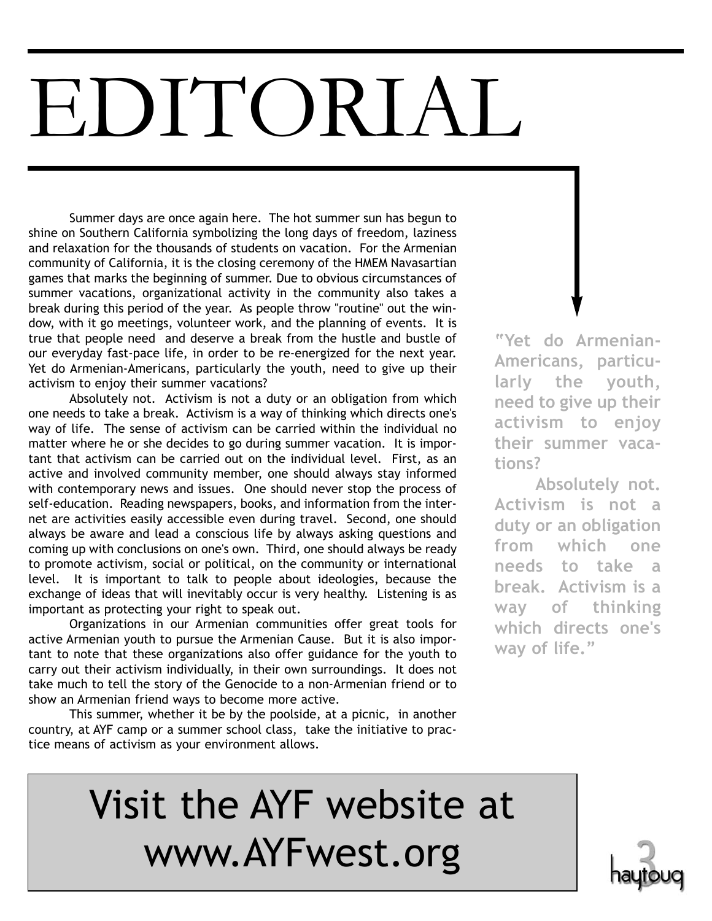# EDITORIAL

Summer days are once again here. The hot summer sun has begun to shine on Southern California symbolizing the long days of freedom, laziness and relaxation for the thousands of students on vacation. For the Armenian community of California, it is the closing ceremony of the HMEM Navasartian games that marks the beginning of summer. Due to obvious circumstances of summer vacations, organizational activity in the community also takes a break during this period of the year. As people throw "routine" out the window, with it go meetings, volunteer work, and the planning of events. It is true that people need and deserve a break from the hustle and bustle of our everyday fast-pace life, in order to be re-energized for the next year. Yet do Armenian-Americans, particularly the youth, need to give up their activism to enjoy their summer vacations?

Absolutely not. Activism is not a duty or an obligation from which one needs to take a break. Activism is a way of thinking which directs one's way of life. The sense of activism can be carried within the individual no matter where he or she decides to go during summer vacation. It is important that activism can be carried out on the individual level. First, as an active and involved community member, one should always stay informed with contemporary news and issues. One should never stop the process of self-education. Reading newspapers, books, and information from the internet are activities easily accessible even during travel. Second, one should always be aware and lead a conscious life by always asking questions and coming up with conclusions on one's own. Third, one should always be ready to promote activism, social or political, on the community or international level. It is important to talk to people about ideologies, because the exchange of ideas that will inevitably occur is very healthy. Listening is as important as protecting your right to speak out.

Organizations in our Armenian communities offer great tools for active Armenian youth to pursue the Armenian Cause. But it is also important to note that these organizations also offer guidance for the youth to carry out their activism individually, in their own surroundings. It does not take much to tell the story of the Genocide to a non-Armenian friend or to show an Armenian friend ways to become more active.

This summer, whether it be by the poolside, at a picnic, in another country, at AYF camp or a summer school class, take the initiative to practice means of activism as your environment allows.

**"Yet do Armenian-Americans, particularly the youth, need to give up their activism to enjoy their summer vacations?**

**Absolutely not. Activism is not a duty or an obligation from which one needs to take a break. Activism is a way of thinking which directs one's way of life."**

Visit the AYF website at www.AYFwest.org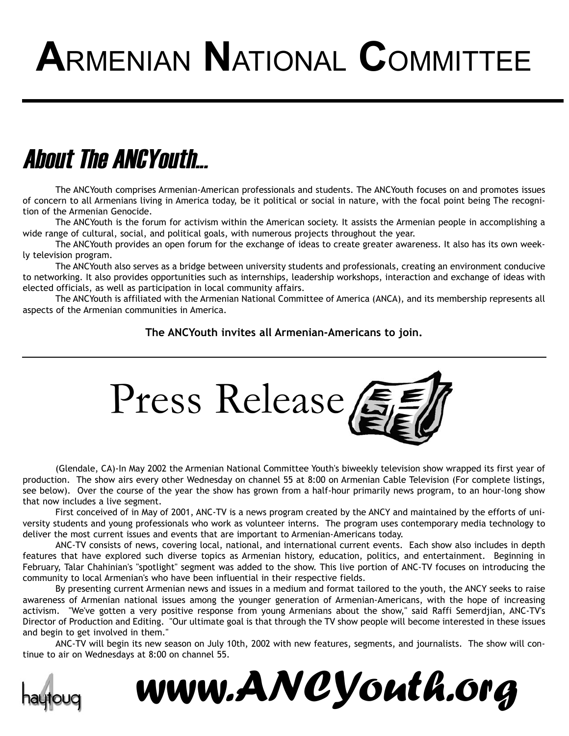# Armenian National Committee

## About The ANCYouth...

The ANCYouth comprises Armenian-American professionals and students. The ANCYouth focuses on and promotes issues of concern to all Armenians living in America today, be it political or social in nature, with the focal point being The recognition of the Armenian Genocide.

The ANCYouth is the forum for activism within the American society. It assists the Armenian people in accomplishing a wide range of cultural, social, and political goals, with numerous projects throughout the year.

The ANCYouth provides an open forum for the exchange of ideas to create greater awareness. It also has its own weekly television program.

The ANCYouth also serves as a bridge between university students and professionals, creating an environment conducive to networking. It also provides opportunities such as internships, leadership workshops, interaction and exchange of ideas with elected officials, as well as participation in local community affairs.

The ANCYouth is affiliated with the Armenian National Committee of America (ANCA), and its membership represents all aspects of the Armenian communities in America.

**The ANCYouth invites all Armenian-Americans to join.**

---

## Press Release

(Glendale, CA)-In May 2002 the Armenian National Committee Youth's biweekly television show wrapped its first year of production. The show airs every other Wednesday on channel 55 at 8:00 on Armenian Cable Television (For complete listings, see below). Over the course of the year the show has grown from a half-hour primarily news program, to an hour-long show that now includes a live segment.

First conceived of in May of 2001, ANC-TV is a news program created by the ANCY and maintained by the efforts of university students and young professionals who work as volunteer interns. The program uses contemporary media technology to deliver the most current issues and events that are important to Armenian-Americans today.

ANC-TV consists of news, covering local, national, and international current events. Each show also includes in depth features that have explored such diverse topics as Armenian history, education, politics, and entertainment. Beginning in February, Talar Chahinian's "spotlight" segment was added to the show. This live portion of ANC-TV focuses on introducing the community to local Armenian's who have been influential in their respective fields.

By presenting current Armenian news and issues in a medium and format tailored to the youth, the ANCY seeks to raise awareness of Armenian national issues among the younger generation of Armenian-Americans, with the hope of increasing activism. "We've gotten a very positive response from young Armenians about the show," said Raffi Semerdjian, ANC-TV's Director of Production and Editing. "Our ultimate goal is that through the TV show people will become interested in these issues and begin to get involved in them."

ANC-TV will begin its new season on July 10th, 2002 with new features, segments, and journalists. The show will continue to air on Wednesdays at 8:00 on channel 55.

haytoug

**www.ANCYouth.org**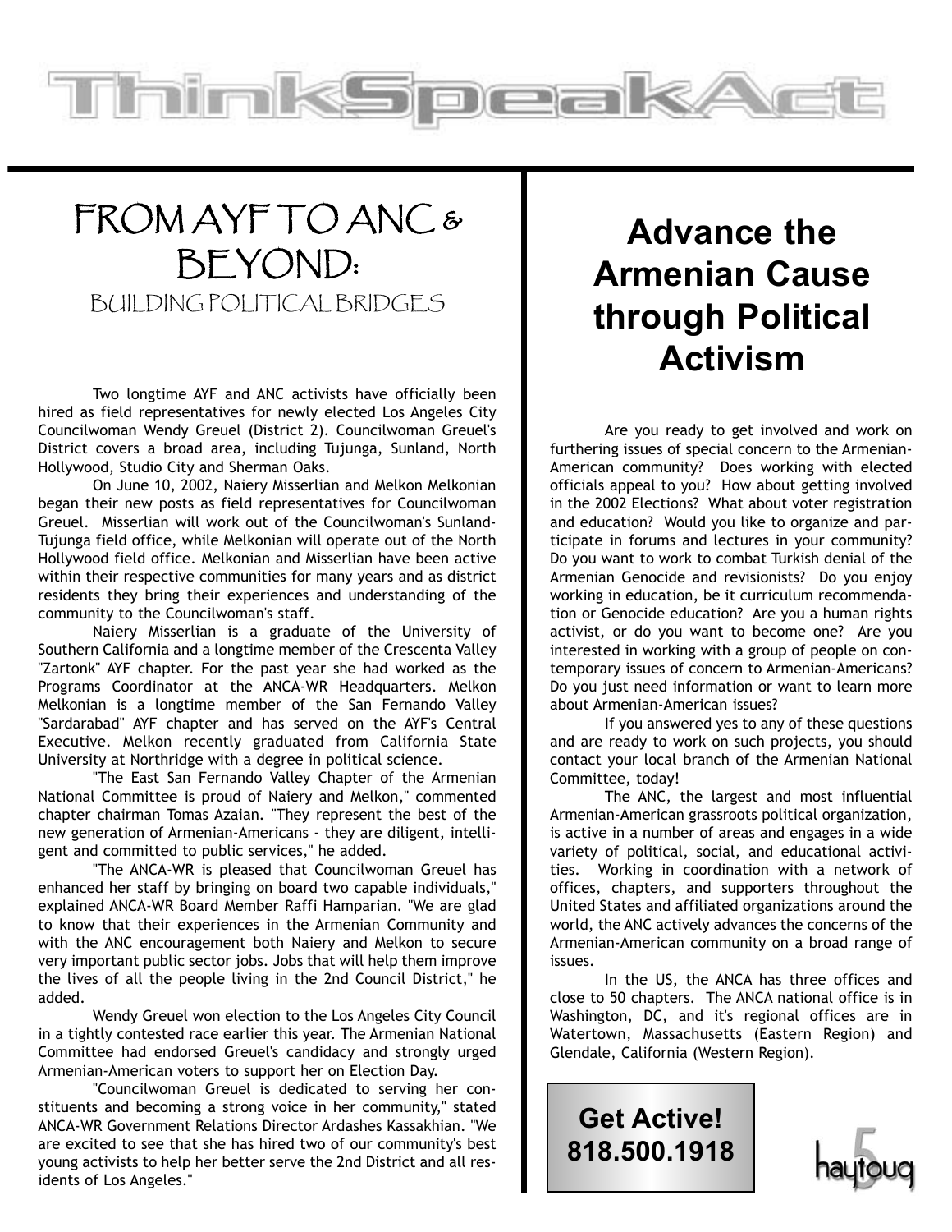# FROM AYF TO ANC & BEYOND:

## BUILDING POLITICAL BRIDGES

Two longtime AYF and ANC activists have officially been hired as field representatives for newly elected Los Angeles City Councilwoman Wendy Greuel (District 2). Councilwoman Greuel's District covers a broad area, including Tujunga, Sunland, North Hollywood, Studio City and Sherman Oaks.

On June 10, 2002, Naiery Misserlian and Melkon Melkonian began their new posts as field representatives for Councilwoman Greuel. Misserlian will work out of the Councilwoman's Sunland-Tujunga field office, while Melkonian will operate out of the North Hollywood field office. Melkonian and Misserlian have been active within their respective communities for many years and as district residents they bring their experiences and understanding of the community to the Councilwoman's staff.

Naiery Misserlian is a graduate of the University of Southern California and a longtime member of the Crescenta Valley "Zartonk" AYF chapter. For the past year she had worked as the Programs Coordinator at the ANCA-WR Headquarters. Melkon Melkonian is a longtime member of the San Fernando Valley "Sardarabad" AYF chapter and has served on the AYF's Central Executive. Melkon recently graduated from California State University at Northridge with a degree in political science.

"The East San Fernando Valley Chapter of the Armenian National Committee is proud of Naiery and Melkon," commented chapter chairman Tomas Azaian. "They represent the best of the new generation of Armenian-Americans - they are diligent, intelligent and committed to public services," he added.

"The ANCA-WR is pleased that Councilwoman Greuel has enhanced her staff by bringing on board two capable individuals," explained ANCA-WR Board Member Raffi Hamparian. "We are glad to know that their experiences in the Armenian Community and with the ANC encouragement both Naiery and Melkon to secure very important public sector jobs. Jobs that will help them improve the lives of all the people living in the 2nd Council District," he added.

Wendy Greuel won election to the Los Angeles City Council in a tightly contested race earlier this year. The Armenian National Committee had endorsed Greuel's candidacy and strongly urged Armenian-American voters to support her on Election Day.

"Councilwoman Greuel is dedicated to serving her constituents and becoming a strong voice in her community," stated ANCA-WR Government Relations Director Ardashes Kassakhian. "We are excited to see that she has hired two of our community's best young activists to help her better serve the 2nd District and all residents of Los Angeles."

# Advance the Armenian Cause through Political Activism

Are you ready to get involved and work on furthering issues of special concern to the Armenian-American community? Does working with elected officials appeal to you? How about getting involved in the 2002 Elections? What about voter registration and education? Would you like to organize and participate in forums and lectures in your community? Do you want to work to combat Turkish denial of the Armenian Genocide and revisionists? Do you enjoy working in education, be it curriculum recommendation or Genocide education? Are you a human rights activist, or do you want to become one? Are you interested in working with a group of people on contemporary issues of concern to Armenian-Americans? Do you just need information or want to learn more about Armenian-American issues?

If you answered yes to any of these questions and are ready to work on such projects, you should contact your local branch of the Armenian National Committee, today!

The ANC, the largest and most influential Armenian-American grassroots political organization, is active in a number of areas and engages in a wide variety of political, social, and educational activities. Working in coordination with a network of offices, chapters, and supporters throughout the United States and affiliated organizations around the world, the ANC actively advances the concerns of the Armenian-American community on a broad range of issues.

In the US, the ANCA has three offices and close to 50 chapters. The ANCA national office is in Washington, DC, and it's regional offices are in Watertown, Massachusetts (Eastern Region) and Glendale, California (Western Region).

**Get Active!**
**818.500.1918**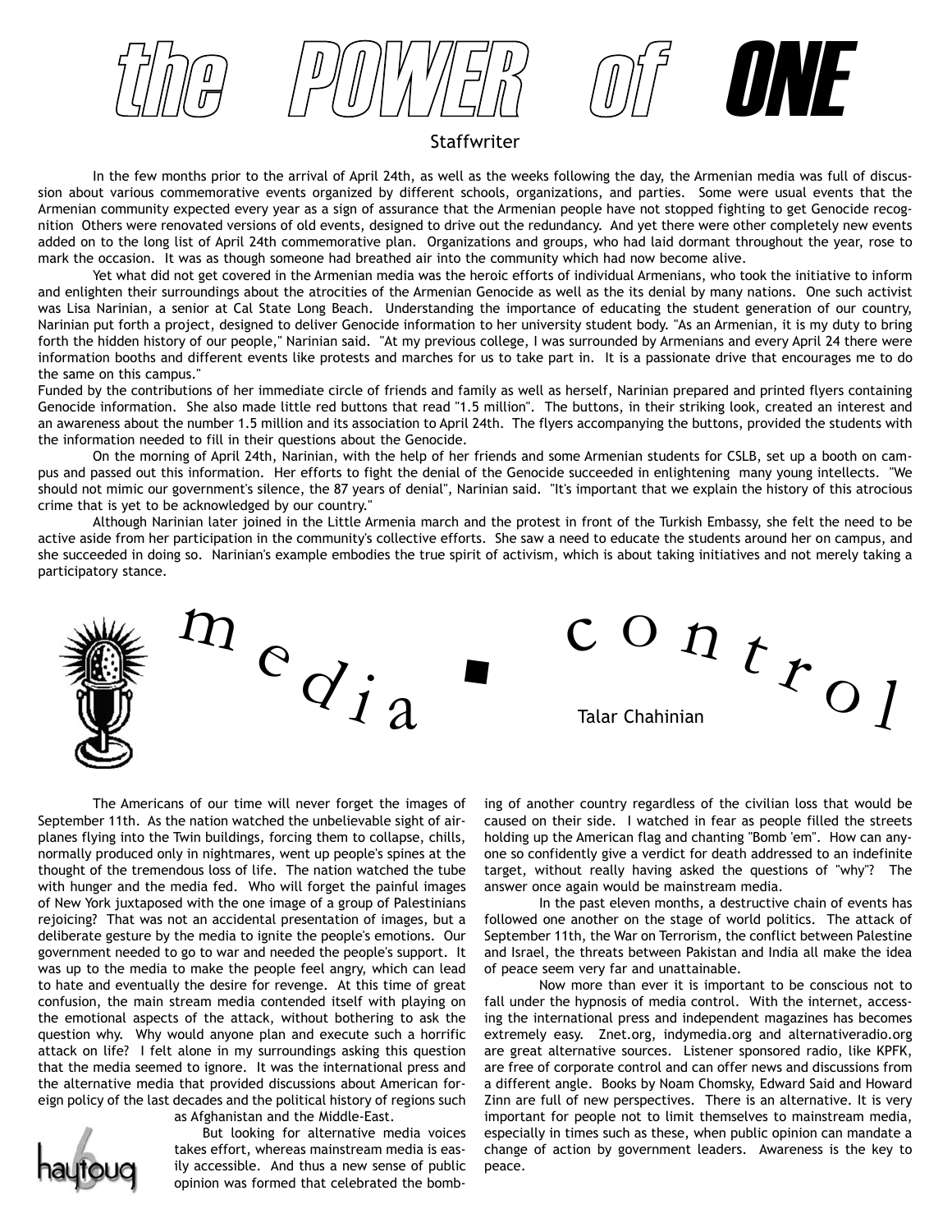# the POWER of ONE

Staffwriter

In the few months prior to the arrival of April 24th, as well as the weeks following the day, the Armenian media was full of discussion about various commemorative events organized by different schools, organizations, and parties. Some were usual events that the Armenian community expected every year as a sign of assurance that the Armenian people have not stopped fighting to get Genocide recognition Others were renovated versions of old events, designed to drive out the redundancy. And yet there were other completely new events added on to the long list of April 24th commemorative plan. Organizations and groups, who had laid dormant throughout the year, rose to mark the occasion. It was as though someone had breathed air into the community which had now become alive.

Yet what did not get covered in the Armenian media was the heroic efforts of individual Armenians, who took the initiative to inform and enlighten their surroundings about the atrocities of the Armenian Genocide as well as the its denial by many nations. One such activist was Lisa Narinian, a senior at Cal State Long Beach. Understanding the importance of educating the student generation of our country, Narinian put forth a project, designed to deliver Genocide information to her university student body. "As an Armenian, it is my duty to bring forth the hidden history of our people," Narinian said. "At my previous college, I was surrounded by Armenians and every April 24 there were information booths and different events like protests and marches for us to take part in. It is a passionate drive that encourages me to do the same on this campus."

Funded by the contributions of her immediate circle of friends and family as well as herself, Narinian prepared and printed flyers containing Genocide information. She also made little red buttons that read "1.5 million". The buttons, in their striking look, created an interest and an awareness about the number 1.5 million and its association to April 24th. The flyers accompanying the buttons, provided the students with the information needed to fill in their questions about the Genocide.

On the morning of April 24th, Narinian, with the help of her friends and some Armenian students for CSLB, set up a booth on campus and passed out this information. Her efforts to fight the denial of the Genocide succeeded in enlightening many young intellects. "We should not mimic our government's silence, the 87 years of denial", Narinian said. "It's important that we explain the history of this atrocious crime that is yet to be acknowledged by our country."

Although Narinian later joined in the Little Armenia march and the protest in front of the Turkish Embassy, she felt the need to be active aside from her participation in the community's collective efforts. She saw a need to educate the students around her on campus, and she succeeded in doing so. Narinian's example embodies the true spirit of activism, which is about taking initiatives and not merely taking a participatory stance.

# media ▪ control

Talar Chahinian

The Americans of our time will never forget the images of September 11th. As the nation watched the unbelievable sight of airplanes flying into the Twin buildings, forcing them to collapse, chills, normally produced only in nightmares, went up people's spines at the thought of the tremendous loss of life. The nation watched the tube with hunger and the media fed. Who will forget the painful images of New York juxtaposed with the one image of a group of Palestinians rejoicing? That was not an accidental presentation of images, but a deliberate gesture by the media to ignite the people's emotions. Our government needed to go to war and needed the people's support. It was up to the media to make the people feel angry, which can lead to hate and eventually the desire for revenge. At this time of great confusion, the main stream media contended itself with playing on the emotional aspects of the attack, without bothering to ask the question why. Why would anyone plan and execute such a horrific attack on life? I felt alone in my surroundings asking this question that the media seemed to ignore. It was the international press and the alternative media that provided discussions about American foreign policy of the last decades and the political history of regions such as Afghanistan and the Middle-East.

But looking for alternative media voices takes effort, whereas mainstream media is easily accessible. And thus a new sense of public opinion was formed that celebrated the bombing of another country regardless of the civilian loss that would be caused on their side. I watched in fear as people filled the streets holding up the American flag and chanting "Bomb 'em". How can anyone so confidently give a verdict for death addressed to an indefinite target, without really having asked the questions of "why"? The answer once again would be mainstream media.

In the past eleven months, a destructive chain of events has followed one another on the stage of world politics. The attack of September 11th, the War on Terrorism, the conflict between Palestine and Israel, the threats between Pakistan and India all make the idea of peace seem very far and unattainable.

Now more than ever it is important to be conscious not to fall under the hypnosis of media control. With the internet, accessing the international press and independent magazines has becomes extremely easy. Znet.org, indymedia.org and alternativeradio.org are great alternative sources. Listener sponsored radio, like KPFK, are free of corporate control and can offer news and discussions from a different angle. Books by Noam Chomsky, Edward Said and Howard Zinn are full of new perspectives. There is an alternative. It is very important for people not to limit themselves to mainstream media, especially in times such as these, when public opinion can mandate a change of action by government leaders. Awareness is the key to peace.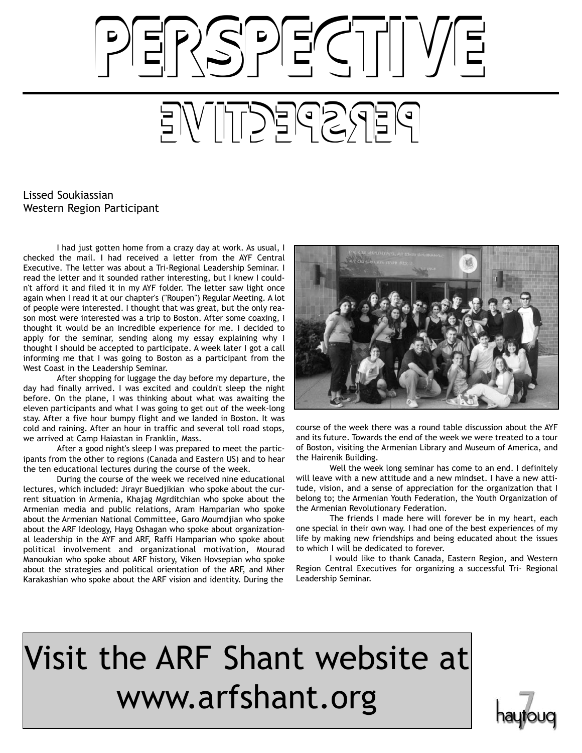# PERSPECTIVE

Lissed Soukiassian
Western Region Participant

I had just gotten home from a crazy day at work. As usual, I checked the mail. I had received a letter from the AYF Central Executive. The letter was about a Tri-Regional Leadership Seminar. I read the letter and it sounded rather interesting, but I knew I couldn't afford it and filed it in my AYF folder. The letter saw light once again when I read it at our chapter's ("Roupen") Regular Meeting. A lot of people were interested. I thought that was great, but the only reason most were interested was a trip to Boston. After some coaxing, I thought it would be an incredible experience for me. I decided to apply for the seminar, sending along my essay explaining why I thought I should be accepted to participate. A week later I got a call informing me that I was going to Boston as a participant from the West Coast in the Leadership Seminar.

After shopping for luggage the day before my departure, the day had finally arrived. I was excited and couldn't sleep the night before. On the plane, I was thinking about what was awaiting the eleven participants and what I was going to get out of the week-long stay. After a five hour bumpy flight and we landed in Boston. It was cold and raining. After an hour in traffic and several toll road stops, we arrived at Camp Haiastan in Franklin, Mass.

After a good night's sleep I was prepared to meet the participants from the other to regions (Canada and Eastern US) and to hear the ten educational lectures during the course of the week.

During the course of the week we received nine educational lectures, which included: Jirayr Buedjikian who spoke about the current situation in Armenia, Khajag Mgrditchian who spoke about the Armenian media and public relations, Aram Hamparian who spoke about the Armenian National Committee, Garo Moumdjian who spoke about the ARF Ideology, Hayg Oshagan who spoke about organizational leadership in the AYF and ARF, Raffi Hamparian who spoke about political involvement and organizational motivation, Mourad Manoukian who spoke about ARF history, Viken Hovsepian who spoke about the strategies and political orientation of the ARF, and Mher Karakashian who spoke about the ARF vision and identity. During the course of the week there was a round table discussion about the AYF and its future. Towards the end of the week we were treated to a tour of Boston, visiting the Armenian Library and Museum of America, and the Hairenik Building.

Well the week long seminar has come to an end. I definitely will leave with a new attitude and a new mindset. I have a new attitude, vision, and a sense of appreciation for the organization that I belong to; the Armenian Youth Federation, the Youth Organization of the Armenian Revolutionary Federation.

The friends I made here will forever be in my heart, each one special in their own way. I had one of the best experiences of my life by making new friendships and being educated about the issues to which I will be dedicated to forever.

I would like to thank Canada, Eastern Region, and Western Region Central Executives for organizing a successful Tri- Regional Leadership Seminar.

Visit the ARF Shant website at www.arfshant.org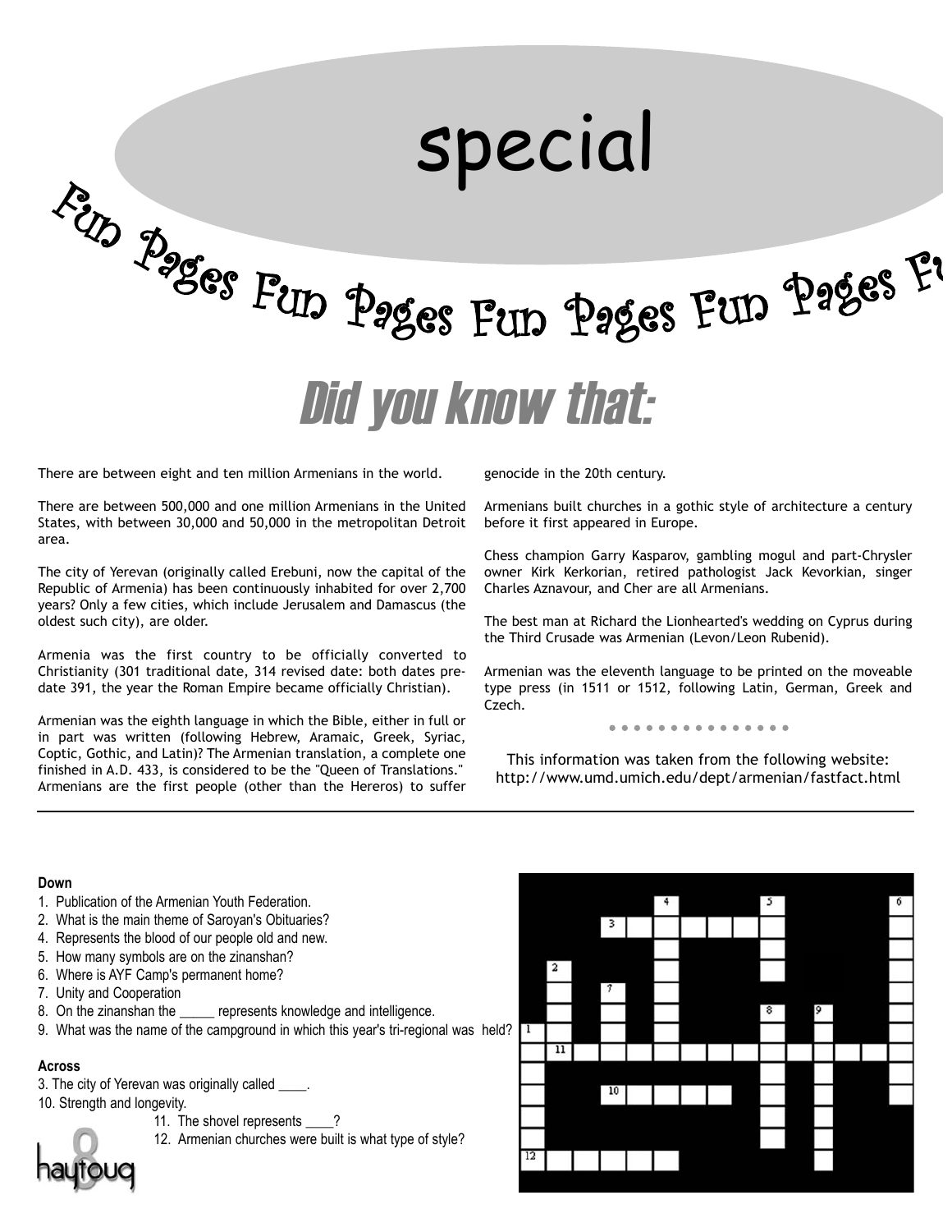# special

Fun Pages Fun Pages Fun Pages Fun Pages Fu

## Did you know that:

There are between eight and ten million Armenians in the world.

There are between 500,000 and one million Armenians in the United States, with between 30,000 and 50,000 in the metropolitan Detroit area.

The city of Yerevan (originally called Erebuni, now the capital of the Republic of Armenia) has been continuously inhabited for over 2,700 years? Only a few cities, which include Jerusalem and Damascus (the oldest such city), are older.

Armenia was the first country to be officially converted to Christianity (301 traditional date, 314 revised date: both dates predate 391, the year the Roman Empire became officially Christian).

Armenian was the eighth language in which the Bible, either in full or in part was written (following Hebrew, Aramaic, Greek, Syriac, Coptic, Gothic, and Latin)? The Armenian translation, a complete one finished in A.D. 433, is considered to be the "Queen of Translations." Armenians are the first people (other than the Hereros) to suffer genocide in the 20th century.

Armenians built churches in a gothic style of architecture a century before it first appeared in Europe.

Chess champion Garry Kasparov, gambling mogul and part-Chrysler owner Kirk Kerkorian, retired pathologist Jack Kevorkian, singer Charles Aznavour, and Cher are all Armenians.

The best man at Richard the Lionhearted's wedding on Cyprus during the Third Crusade was Armenian (Levon/Leon Rubenid).

Armenian was the eleventh language to be printed on the moveable type press (in 1511 or 1512, following Latin, German, Greek and Czech.

This information was taken from the following website: http://www.umd.umich.edu/dept/armenian/fastfact.html

---

**Down**

1. Publication of the Armenian Youth Federation.
2. What is the main theme of Saroyan's Obituaries?
4. Represents the blood of our people old and new.
5. How many symbols are on the zinanshan?
6. Where is AYF Camp's permanent home?
7. Unity and Cooperation
8. On the zinanshan the _____ represents knowledge and intelligence.
9. What was the name of the campground in which this year's tri-regional was held?

**Across**

3. The city of Yerevan was originally called ____.
10. Strength and longevity.
11. The shovel represents ____?
12. Armenian churches were built is what type of style?

haytoug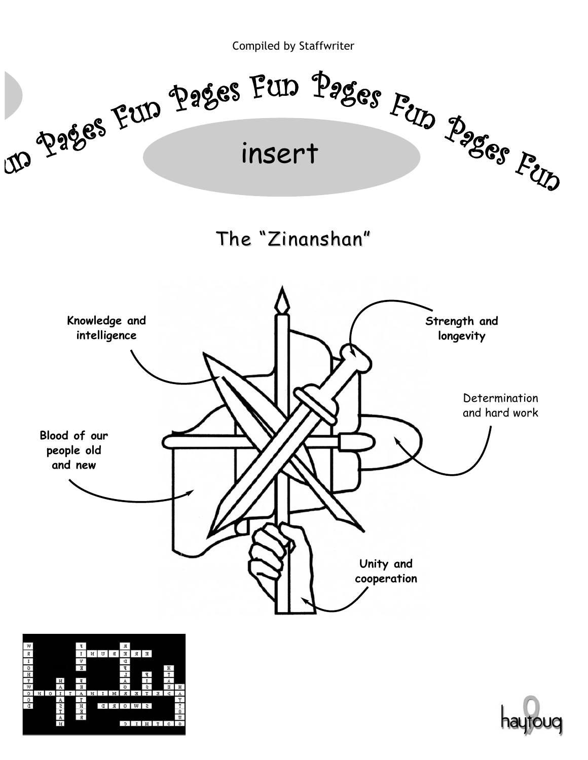Compiled by Staffwriter

Fun Pages Fun Pages Fun Pages Fun Pages Fun

insert

## The "Zinanshan"

Knowledge and intelligence

Strength and longevity

Determination and hard work

Blood of our people old and new

Unity and cooperation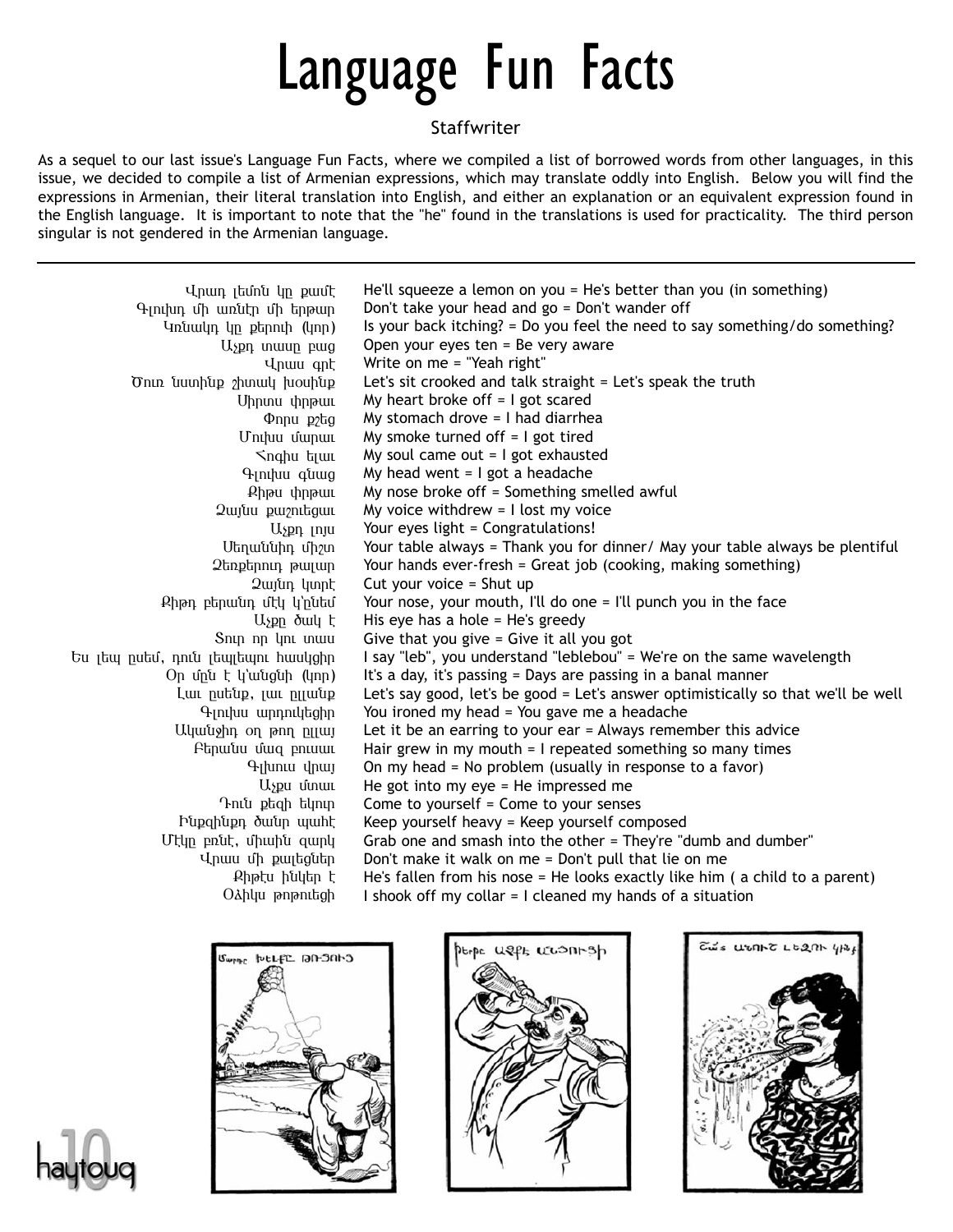# Language Fun Facts

Staffwriter

As a sequel to our last issue's Language Fun Facts, where we compiled a list of borrowed words from other languages, in this issue, we decided to compile a list of Armenian expressions, which may translate oddly into English. Below you will find the expressions in Armenian, their literal translation into English, and either an explanation or an equivalent expression found in the English language. It is important to note that the "he" found in the translations is used for practicality. The third person singular is not gendered in the Armenian language.

---

| | |
|---|---|
| Վրադ լեմոն կը քամէ | He'll squeeze a lemon on you = He's better than you (in something) |
| Գլուխդ մի առներ մի երթար | Don't take your head and go = Don't wander off |
| Կռնակդ կը քերուի (կոր) | Is your back itching? = Do you feel the need to say something/do something? |
| Աչքդ տասը բաց | Open your eyes ten = Be very aware |
| Վրաս գրէ | Write on me = "Yeah right" |
| Ծուռ նստինք շիտակ խօսինք | Let's sit crooked and talk straight = Let's speak the truth |
| Սիրտս փրթաւ | My heart broke off = I got scared |
| Փորս քշեց | My stomach drove = I had diarrhea |
| Մուխս մարաւ | My smoke turned off = I got tired |
| Հոգիս ելաւ | My soul came out = I got exhausted |
| Գլուխս գնաց | My head went = I got a headache |
| Քիթս փրթաւ | My nose broke off = Something smelled awful |
| Ձայնս քաշուեցաւ | My voice withdrew = I lost my voice |
| Աչքդ լոյս | Your eyes light = Congratulations! |
| Սեղաննիդ միշտ | Your table always = Thank you for dinner/ May your table always be plentiful |
| Ձեռքերուդ թալար | Your hands ever-fresh = Great job (cooking, making something) |
| Ձայնդ կտրէ | Cut your voice = Shut up |
| Քիթդ բերանդ մէկ կ'ընեմ | Your nose, your mouth, I'll do one = I'll punch you in the face |
| Աչքը ծակ է | His eye has a hole = He's greedy |
| Տուր որ կու տաս | Give that you give = Give it all you got |
| Ես լեպ ըսեմ, դուն լեպլեպու հասկցիր | I say "leb", you understand "leblebou" = We're on the same wavelength |
| Օր մըն է կ'անցնի (կոր) | It's a day, it's passing = Days are passing in a banal manner |
| Լաւ ըսենք, լաւ ըլլանք | Let's say good, let's be good = Let's answer optimistically so that we'll be well |
| Գլուխս արդուկեցիր | You ironed my head = You gave me a headache |
| Ականջիդ օղ թող ըլլայ | Let it be an earring to your ear = Always remember this advice |
| Բերանս մազ բուսաւ | Hair grew in my mouth = I repeated something so many times |
| Գլխուս վրայ | On my head = No problem (usually in response to a favor) |
| Աչքս մտաւ | He got into my eye = He impressed me |
| Դուն քեզի եկուր | Come to yourself = Come to your senses |
| Ինքզինքդ ծանր պահէ | Keep yourself heavy = Keep yourself composed |
| Մէկը բռնէ, միւսին զարկ | Grab one and smash into the other = They're "dumb and dumber" |
| Վրաս մի քալեցներ | Don't make it walk on me = Don't pull that lie on me |
| Քիթէս ինկեր է | He's fallen from his nose = He looks exactly like him ( a child to a parent) |
| Օձիկս թոթուեցի | I shook off my collar = I cleaned my hands of a situation |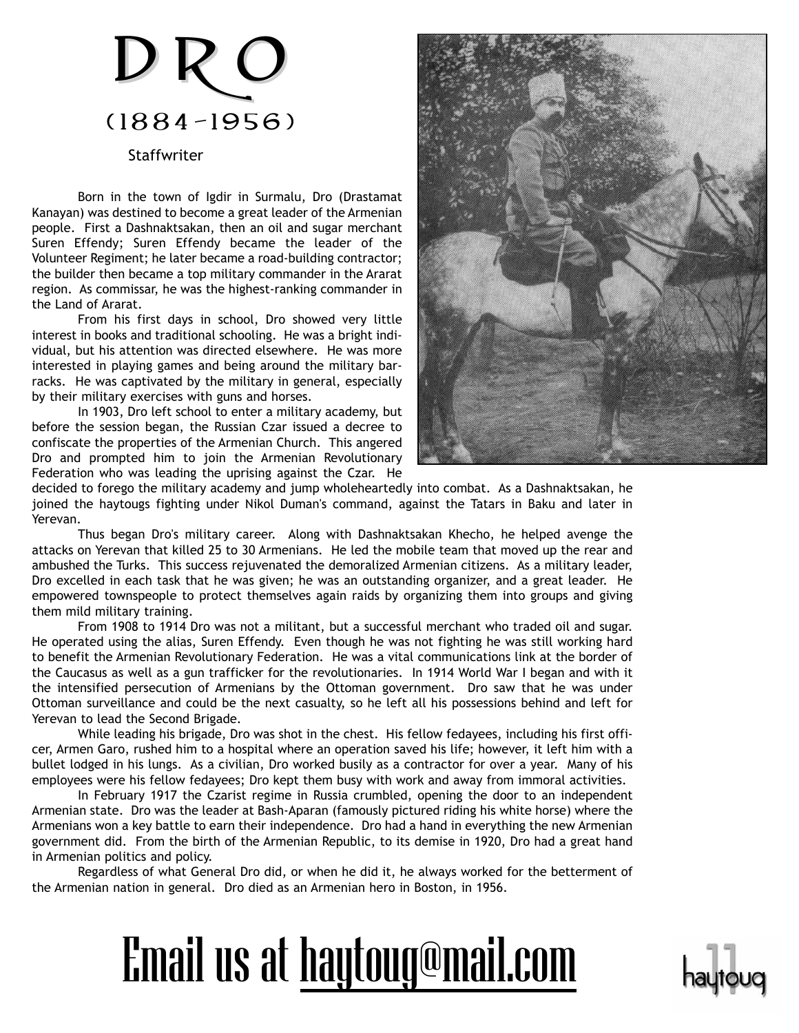# DRO

## (1884-1956)

Staffwriter

Born in the town of Igdir in Surmalu, Dro (Drastamat Kanayan) was destined to become a great leader of the Armenian people. First a Dashnaktsakan, then an oil and sugar merchant Suren Effendy; Suren Effendy became the leader of the Volunteer Regiment; he later became a road-building contractor; the builder then became a top military commander in the Ararat region. As commissar, he was the highest-ranking commander in the Land of Ararat.

From his first days in school, Dro showed very little interest in books and traditional schooling. He was a bright individual, but his attention was directed elsewhere. He was more interested in playing games and being around the military barracks. He was captivated by the military in general, especially by their military exercises with guns and horses.

In 1903, Dro left school to enter a military academy, but before the session began, the Russian Czar issued a decree to confiscate the properties of the Armenian Church. This angered Dro and prompted him to join the Armenian Revolutionary Federation who was leading the uprising against the Czar. He decided to forego the military academy and jump wholeheartedly into combat. As a Dashnaktsakan, he joined the haytougs fighting under Nikol Duman's command, against the Tatars in Baku and later in Yerevan.

Thus began Dro's military career. Along with Dashnaktsakan Khecho, he helped avenge the attacks on Yerevan that killed 25 to 30 Armenians. He led the mobile team that moved up the rear and ambushed the Turks. This success rejuvenated the demoralized Armenian citizens. As a military leader, Dro excelled in each task that he was given; he was an outstanding organizer, and a great leader. He empowered townspeople to protect themselves again raids by organizing them into groups and giving them mild military training.

From 1908 to 1914 Dro was not a militant, but a successful merchant who traded oil and sugar. He operated using the alias, Suren Effendy. Even though he was not fighting he was still working hard to benefit the Armenian Revolutionary Federation. He was a vital communications link at the border of the Caucasus as well as a gun trafficker for the revolutionaries. In 1914 World War I began and with it the intensified persecution of Armenians by the Ottoman government. Dro saw that he was under Ottoman surveillance and could be the next casualty, so he left all his possessions behind and left for Yerevan to lead the Second Brigade.

While leading his brigade, Dro was shot in the chest. His fellow fedayees, including his first officer, Armen Garo, rushed him to a hospital where an operation saved his life; however, it left him with a bullet lodged in his lungs. As a civilian, Dro worked busily as a contractor for over a year. Many of his employees were his fellow fedayees; Dro kept them busy with work and away from immoral activities.

In February 1917 the Czarist regime in Russia crumbled, opening the door to an independent Armenian state. Dro was the leader at Bash-Aparan (famously pictured riding his white horse) where the Armenians won a key battle to earn their independence. Dro had a hand in everything the new Armenian government did. From the birth of the Armenian Republic, to its demise in 1920, Dro had a great hand in Armenian politics and policy.

Regardless of what General Dro did, or when he did it, he always worked for the betterment of the Armenian nation in general. Dro died as an Armenian hero in Boston, in 1956.

# Email us at haytoug@mail.com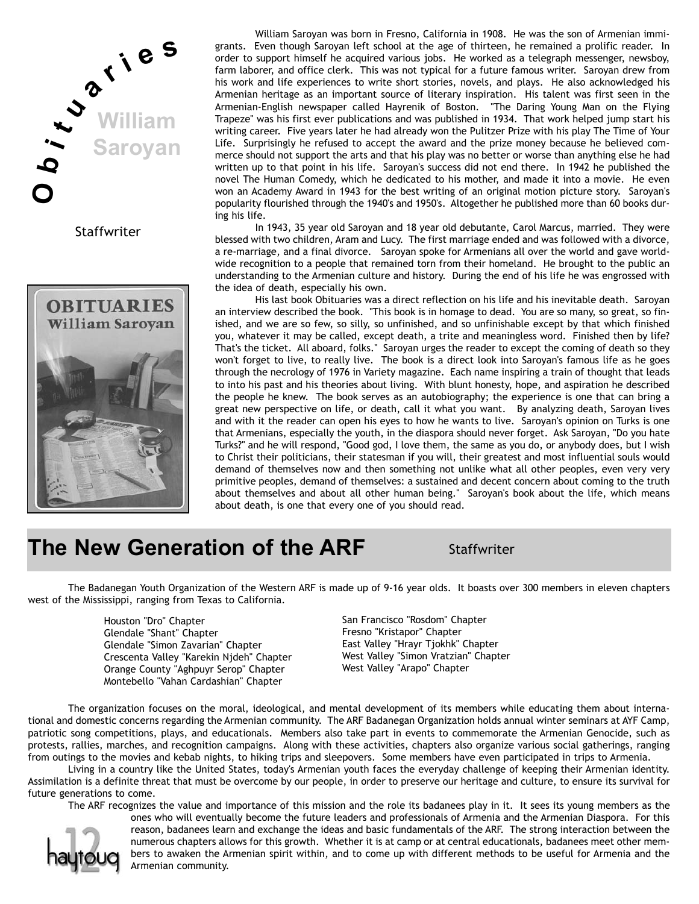# Obituaries

## William Saroyan

Staffwriter

William Saroyan was born in Fresno, California in 1908. He was the son of Armenian immigrants. Even though Saroyan left school at the age of thirteen, he remained a prolific reader. In order to support himself he acquired various jobs. He worked as a telegraph messenger, newsboy, farm laborer, and office clerk. This was not typical for a future famous writer. Saroyan drew from his work and life experiences to write short stories, novels, and plays. He also acknowledged his Armenian heritage as an important source of literary inspiration. His talent was first seen in the Armenian-English newspaper called Hayrenik of Boston. "The Daring Young Man on the Flying Trapeze" was his first ever publications and was published in 1934. That work helped jump start his writing career. Five years later he had already won the Pulitzer Prize with his play The Time of Your Life. Surprisingly he refused to accept the award and the prize money because he believed commerce should not support the arts and that his play was no better or worse than anything else he had written up to that point in his life. Saroyan's success did not end there. In 1942 he published the novel The Human Comedy, which he dedicated to his mother, and made it into a movie. He even won an Academy Award in 1943 for the best writing of an original motion picture story. Saroyan's popularity flourished through the 1940's and 1950's. Altogether he published more than 60 books during his life.

In 1943, 35 year old Saroyan and 18 year old debutante, Carol Marcus, married. They were blessed with two children, Aram and Lucy. The first marriage ended and was followed with a divorce, a re-marriage, and a final divorce. Saroyan spoke for Armenians all over the world and gave worldwide recognition to a people that remained torn from their homeland. He brought to the public an understanding to the Armenian culture and history. During the end of his life he was engrossed with the idea of death, especially his own.

His last book Obituaries was a direct reflection on his life and his inevitable death. Saroyan an interview described the book. "This book is in homage to dead. You are so many, so great, so finished, and we are so few, so silly, so unfinished, and so unfinishable except by that which finished you, whatever it may be called, except death, a trite and meaningless word. Finished then by life? That's the ticket. All aboard, folks." Saroyan urges the reader to except the coming of death so they won't forget to live, to really live. The book is a direct look into Saroyan's famous life as he goes through the necrology of 1976 in Variety magazine. Each name inspiring a train of thought that leads to into his past and his theories about living. With blunt honesty, hope, and aspiration he described the people he knew. The book serves as an autobiography; the experience is one that can bring a great new perspective on life, or death, call it what you want. By analyzing death, Saroyan lives and with it the reader can open his eyes to how he wants to live. Saroyan's opinion on Turks is one that Armenians, especially the youth, in the diaspora should never forget. Ask Saroyan, "Do you hate Turks?" and he will respond, "Good god, I love them, the same as you do, or anybody does, but I wish to Christ their politicians, their statesman if you will, their greatest and most influential souls would demand of themselves now and then something not unlike what all other peoples, even very very primitive peoples, demand of themselves: a sustained and decent concern about coming to the truth about themselves and about all other human being." Saroyan's book about the life, which means about death, is one that every one of you should read.

# The New Generation of the ARF

Staffwriter

The Badanegan Youth Organization of the Western ARF is made up of 9-16 year olds. It boasts over 300 members in eleven chapters west of the Mississippi, ranging from Texas to California.

- Houston "Dro" Chapter
- Glendale "Shant" Chapter
- Glendale "Simon Zavarian" Chapter
- Crescenta Valley "Karekin Njdeh" Chapter
- Orange County "Aghpuyr Serop" Chapter
- Montebello "Vahan Cardashian" Chapter
- San Francisco "Rosdom" Chapter
- Fresno "Kristapor" Chapter
- East Valley "Hrayr Tjokhk" Chapter
- West Valley "Simon Vratzian" Chapter
- West Valley "Arapo" Chapter

The organization focuses on the moral, ideological, and mental development of its members while educating them about international and domestic concerns regarding the Armenian community. The ARF Badanegan Organization holds annual winter seminars at AYF Camp, patriotic song competitions, plays, and educationals. Members also take part in events to commemorate the Armenian Genocide, such as protests, rallies, marches, and recognition campaigns. Along with these activities, chapters also organize various social gatherings, ranging from outings to the movies and kebab nights, to hiking trips and sleepovers. Some members have even participated in trips to Armenia.

Living in a country like the United States, today's Armenian youth faces the everyday challenge of keeping their Armenian identity. Assimilation is a definite threat that must be overcome by our people, in order to preserve our heritage and culture, to ensure its survival for future generations to come.

The ARF recognizes the value and importance of this mission and the role its badanees play in it. It sees its young members as the ones who will eventually become the future leaders and professionals of Armenia and the Armenian Diaspora. For this reason, badanees learn and exchange the ideas and basic fundamentals of the ARF. The strong interaction between the numerous chapters allows for this growth. Whether it is at camp or at central educationals, badanees meet other members to awaken the Armenian spirit within, and to come up with different methods to be useful for Armenia and the Armenian community.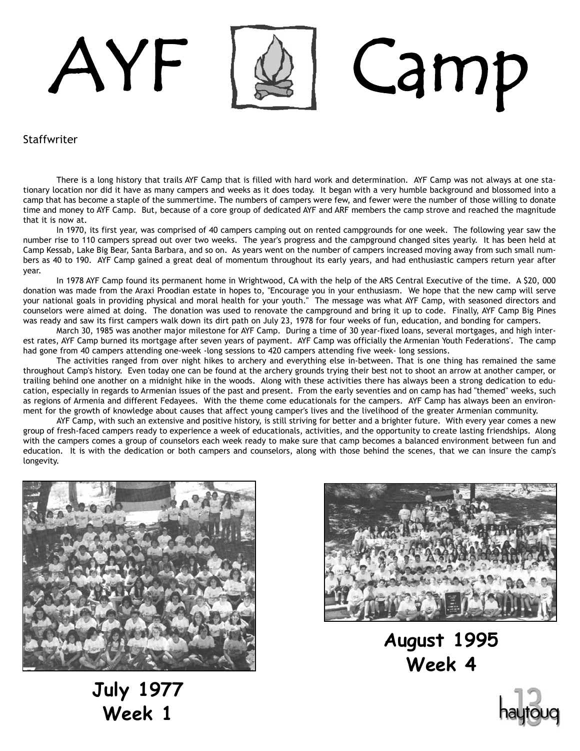# AYF Camp

Staffwriter

There is a long history that trails AYF Camp that is filled with hard work and determination. AYF Camp was not always at one stationary location nor did it have as many campers and weeks as it does today. It began with a very humble background and blossomed into a camp that has become a staple of the summertime. The numbers of campers were few, and fewer were the number of those willing to donate time and money to AYF Camp. But, because of a core group of dedicated AYF and ARF members the camp strove and reached the magnitude that it is now at.

In 1970, its first year, was comprised of 40 campers camping out on rented campgrounds for one week. The following year saw the number rise to 110 campers spread out over two weeks. The year's progress and the campground changed sites yearly. It has been held at Camp Kessab, Lake Big Bear, Santa Barbara, and so on. As years went on the number of campers increased moving away from such small numbers as 40 to 190. AYF Camp gained a great deal of momentum throughout its early years, and had enthusiastic campers return year after year.

In 1978 AYF Camp found its permanent home in Wrightwood, CA with the help of the ARS Central Executive of the time. A $20, 000 donation was made from the Araxi Proodian estate in hopes to, "Encourage you in your enthusiasm. We hope that the new camp will serve your national goals in providing physical and moral health for your youth." The message was what AYF Camp, with seasoned directors and counselors were aimed at doing. The donation was used to renovate the campground and bring it up to code. Finally, AYF Camp Big Pines was ready and saw its first campers walk down its dirt path on July 23, 1978 for four weeks of fun, education, and bonding for campers.

March 30, 1985 was another major milestone for AYF Camp. During a time of 30 year-fixed loans, several mortgages, and high interest rates, AYF Camp burned its mortgage after seven years of payment. AYF Camp was officially the Armenian Youth Federations'. The camp had gone from 40 campers attending one-week -long sessions to 420 campers attending five week- long sessions.

The activities ranged from over night hikes to archery and everything else in-between. That is one thing has remained the same throughout Camp's history. Even today one can be found at the archery grounds trying their best not to shoot an arrow at another camper, or trailing behind one another on a midnight hike in the woods. Along with these activities there has always been a strong dedication to education, especially in regards to Armenian issues of the past and present. From the early seventies and on camp has had "themed" weeks, such as regions of Armenia and different Fedayees. With the theme come educationals for the campers. AYF Camp has always been an environment for the growth of knowledge about causes that affect young camper's lives and the livelihood of the greater Armenian community.

AYF Camp, with such an extensive and positive history, is still striving for better and a brighter future. With every year comes a new group of fresh-faced campers ready to experience a week of educationals, activities, and the opportunity to create lasting friendships. Along with the campers comes a group of counselors each week ready to make sure that camp becomes a balanced environment between fun and education. It is with the dedication or both campers and counselors, along with those behind the scenes, that we can insure the camp's longevity.

**July 1977
Week 1**

**August 1995
Week 4**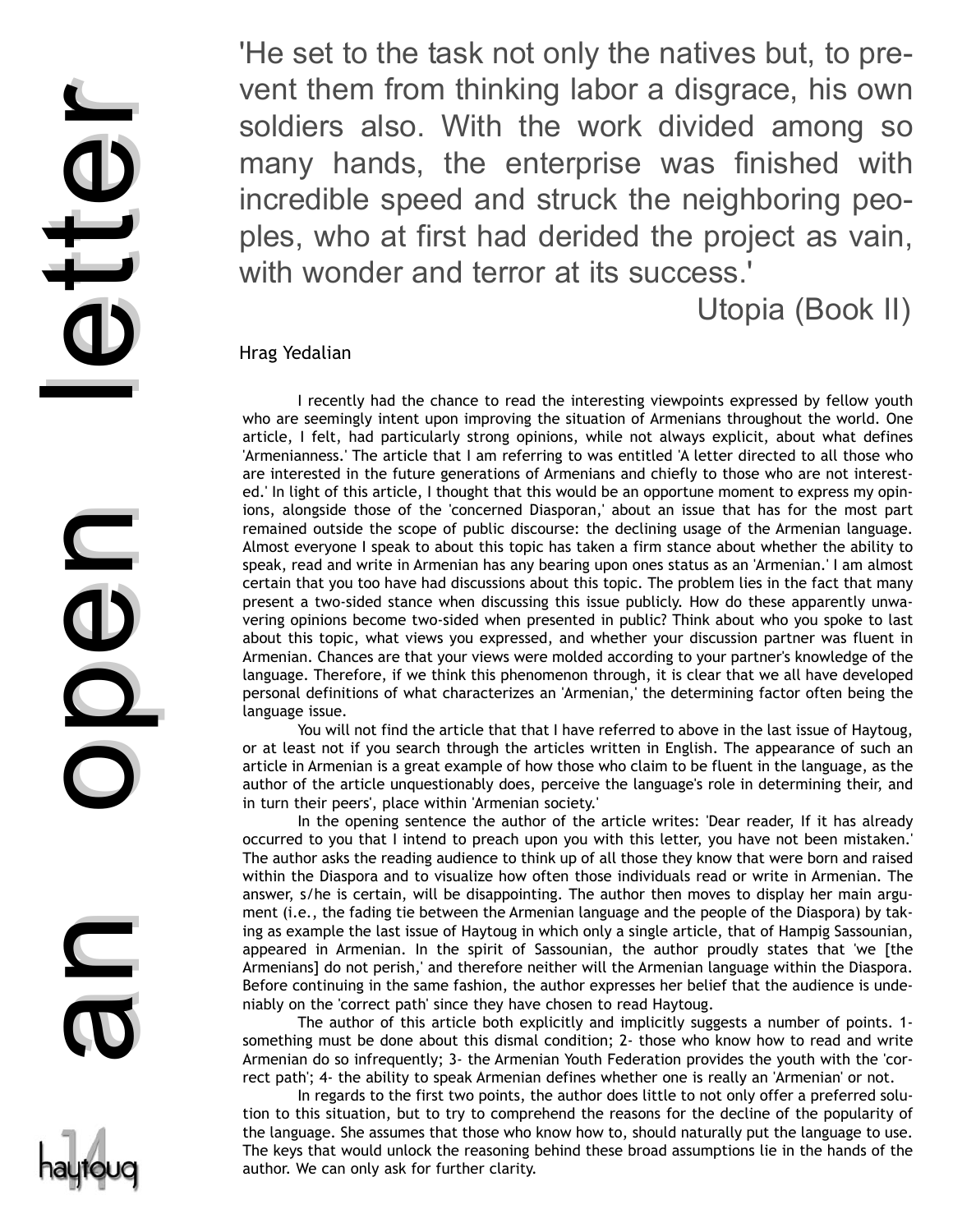# an open letter

'He set to the task not only the natives but, to prevent them from thinking labor a disgrace, his own soldiers also. With the work divided among so many hands, the enterprise was finished with incredible speed and struck the neighboring peoples, who at first had derided the project as vain, with wonder and terror at its success.'

Utopia (Book II)

Hrag Yedalian

I recently had the chance to read the interesting viewpoints expressed by fellow youth who are seemingly intent upon improving the situation of Armenians throughout the world. One article, I felt, had particularly strong opinions, while not always explicit, about what defines 'Armenianness.' The article that I am referring to was entitled 'A letter directed to all those who are interested in the future generations of Armenians and chiefly to those who are not interested.' In light of this article, I thought that this would be an opportune moment to express my opinions, alongside those of the 'concerned Diasporan,' about an issue that has for the most part remained outside the scope of public discourse: the declining usage of the Armenian language. Almost everyone I speak to about this topic has taken a firm stance about whether the ability to speak, read and write in Armenian has any bearing upon ones status as an 'Armenian.' I am almost certain that you too have had discussions about this topic. The problem lies in the fact that many present a two-sided stance when discussing this issue publicly. How do these apparently unwavering opinions become two-sided when presented in public? Think about who you spoke to last about this topic, what views you expressed, and whether your discussion partner was fluent in Armenian. Chances are that your views were molded according to your partner's knowledge of the language. Therefore, if we think this phenomenon through, it is clear that we all have developed personal definitions of what characterizes an 'Armenian,' the determining factor often being the language issue.

You will not find the article that that I have referred to above in the last issue of Haytoug, or at least not if you search through the articles written in English. The appearance of such an article in Armenian is a great example of how those who claim to be fluent in the language, as the author of the article unquestionably does, perceive the language's role in determining their, and in turn their peers', place within 'Armenian society.'

In the opening sentence the author of the article writes: 'Dear reader, If it has already occurred to you that I intend to preach upon you with this letter, you have not been mistaken.' The author asks the reading audience to think up of all those they know that were born and raised within the Diaspora and to visualize how often those individuals read or write in Armenian. The answer, s/he is certain, will be disappointing. The author then moves to display her main argument (i.e., the fading tie between the Armenian language and the people of the Diaspora) by taking as example the last issue of Haytoug in which only a single article, that of Hampig Sassounian, appeared in Armenian. In the spirit of Sassounian, the author proudly states that 'we [the Armenians] do not perish,' and therefore neither will the Armenian language within the Diaspora. Before continuing in the same fashion, the author expresses her belief that the audience is undeniably on the 'correct path' since they have chosen to read Haytoug.

The author of this article both explicitly and implicitly suggests a number of points. 1- something must be done about this dismal condition; 2- those who know how to read and write Armenian do so infrequently; 3- the Armenian Youth Federation provides the youth with the 'correct path'; 4- the ability to speak Armenian defines whether one is really an 'Armenian' or not.

In regards to the first two points, the author does little to not only offer a preferred solution to this situation, but to try to comprehend the reasons for the decline of the popularity of the language. She assumes that those who know how to, should naturally put the language to use. The keys that would unlock the reasoning behind these broad assumptions lie in the hands of the author. We can only ask for further clarity.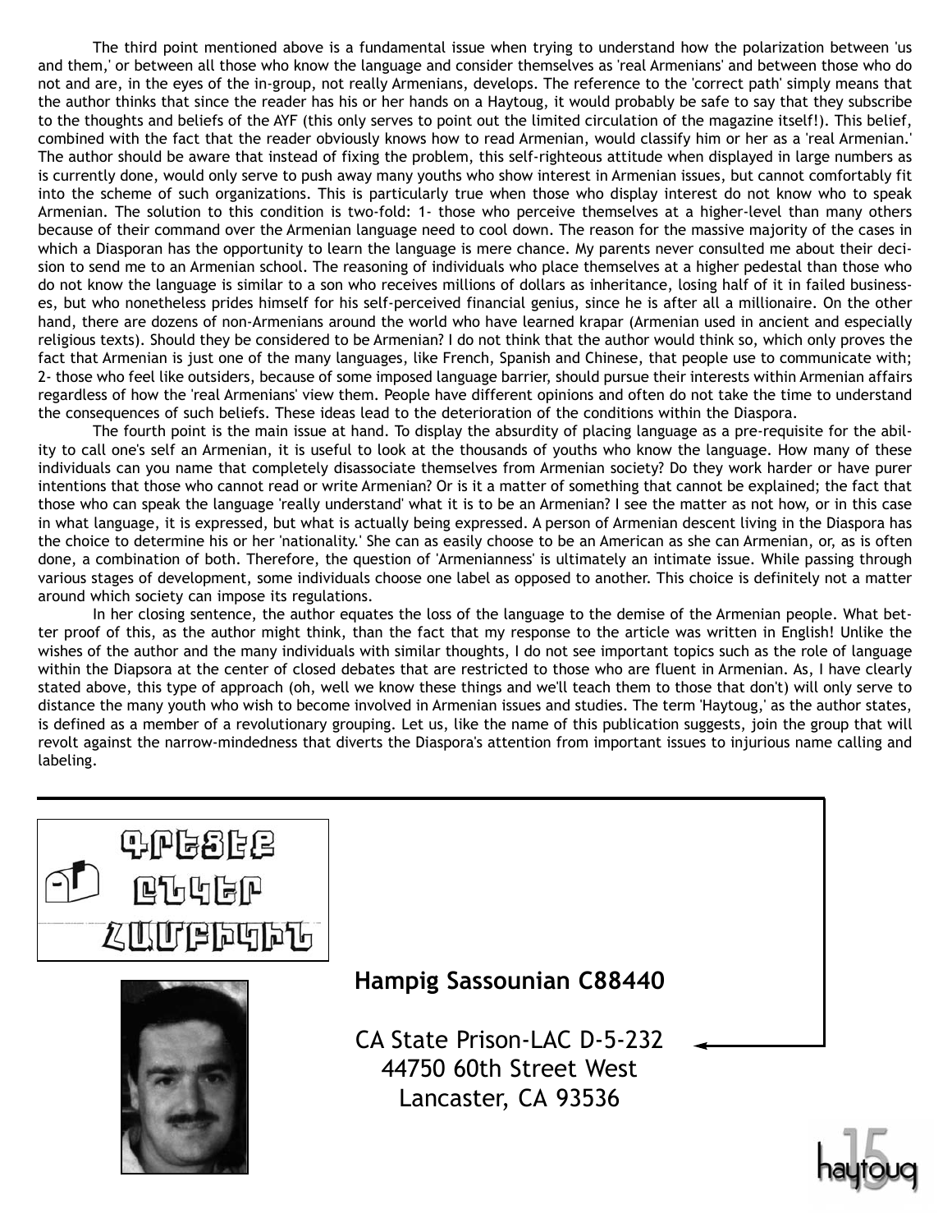The third point mentioned above is a fundamental issue when trying to understand how the polarization between 'us and them,' or between all those who know the language and consider themselves as 'real Armenians' and between those who do not and are, in the eyes of the in-group, not really Armenians, develops. The reference to the 'correct path' simply means that the author thinks that since the reader has his or her hands on a Haytoug, it would probably be safe to say that they subscribe to the thoughts and beliefs of the AYF (this only serves to point out the limited circulation of the magazine itself!). This belief, combined with the fact that the reader obviously knows how to read Armenian, would classify him or her as a 'real Armenian.' The author should be aware that instead of fixing the problem, this self-righteous attitude when displayed in large numbers as is currently done, would only serve to push away many youths who show interest in Armenian issues, but cannot comfortably fit into the scheme of such organizations. This is particularly true when those who display interest do not know who to speak Armenian. The solution to this condition is two-fold: 1- those who perceive themselves at a higher-level than many others because of their command over the Armenian language need to cool down. The reason for the massive majority of the cases in which a Diasporan has the opportunity to learn the language is mere chance. My parents never consulted me about their decision to send me to an Armenian school. The reasoning of individuals who place themselves at a higher pedestal than those who do not know the language is similar to a son who receives millions of dollars as inheritance, losing half of it in failed businesses, but who nonetheless prides himself for his self-perceived financial genius, since he is after all a millionaire. On the other hand, there are dozens of non-Armenians around the world who have learned krapar (Armenian used in ancient and especially religious texts). Should they be considered to be Armenian? I do not think that the author would think so, which only proves the fact that Armenian is just one of the many languages, like French, Spanish and Chinese, that people use to communicate with; 2- those who feel like outsiders, because of some imposed language barrier, should pursue their interests within Armenian affairs regardless of how the 'real Armenians' view them. People have different opinions and often do not take the time to understand the consequences of such beliefs. These ideas lead to the deterioration of the conditions within the Diaspora.

The fourth point is the main issue at hand. To display the absurdity of placing language as a pre-requisite for the ability to call one's self an Armenian, it is useful to look at the thousands of youths who know the language. How many of these individuals can you name that completely disassociate themselves from Armenian society? Do they work harder or have purer intentions that those who cannot read or write Armenian? Or is it a matter of something that cannot be explained; the fact that those who can speak the language 'really understand' what it is to be an Armenian? I see the matter as not how, or in this case in what language, it is expressed, but what is actually being expressed. A person of Armenian descent living in the Diaspora has the choice to determine his or her 'nationality.' She can as easily choose to be an American as she can Armenian, or, as is often done, a combination of both. Therefore, the question of 'Armenianness' is ultimately an intimate issue. While passing through various stages of development, some individuals choose one label as opposed to another. This choice is definitely not a matter around which society can impose its regulations.

In her closing sentence, the author equates the loss of the language to the demise of the Armenian people. What better proof of this, as the author might think, than the fact that my response to the article was written in English! Unlike the wishes of the author and the many individuals with similar thoughts, I do not see important topics such as the role of language within the Diapsora at the center of closed debates that are restricted to those who are fluent in Armenian. As, I have clearly stated above, this type of approach (oh, well we know these things and we'll teach them to those that don't) will only serve to distance the many youth who wish to become involved in Armenian issues and studies. The term 'Haytoug,' as the author states, is defined as a member of a revolutionary grouping. Let us, like the name of this publication suggests, join the group that will revolt against the narrow-mindedness that diverts the Diaspora's attention from important issues to injurious name calling and labeling.

ԳՐԵՑԷՔ
ԸՆԿԵՐ
ՀԱՄԲԻԿԻՆ

**Hampig Sassounian C88440**

CA State Prison-LAC D-5-232
44750 60th Street West
Lancaster, CA 93536